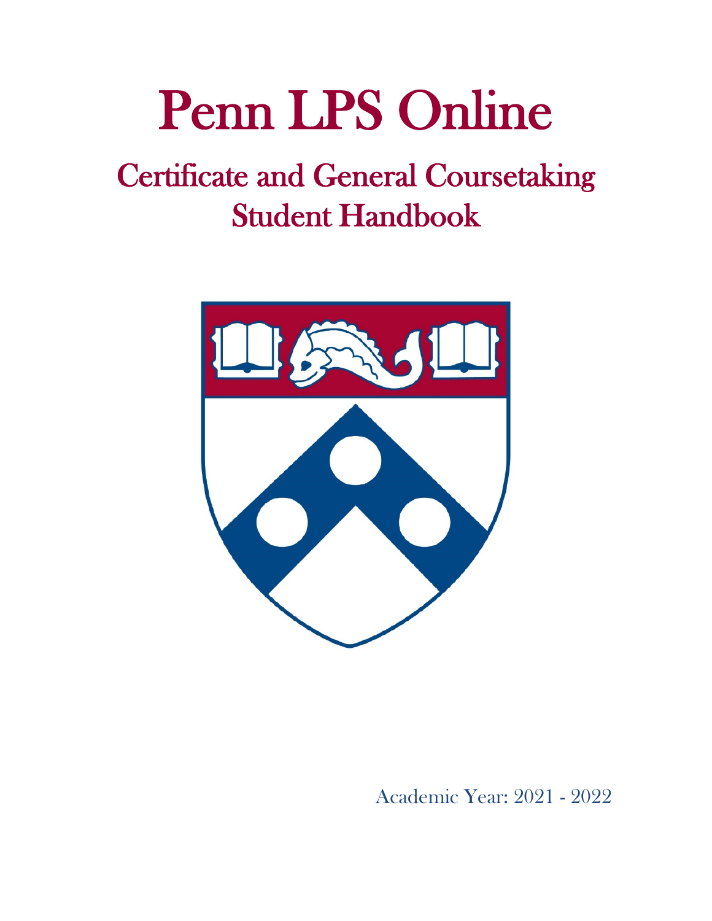# Penn LPS Online

## Certificate and General Coursetaking Student Handbook

Academic Year: 2021 - 2022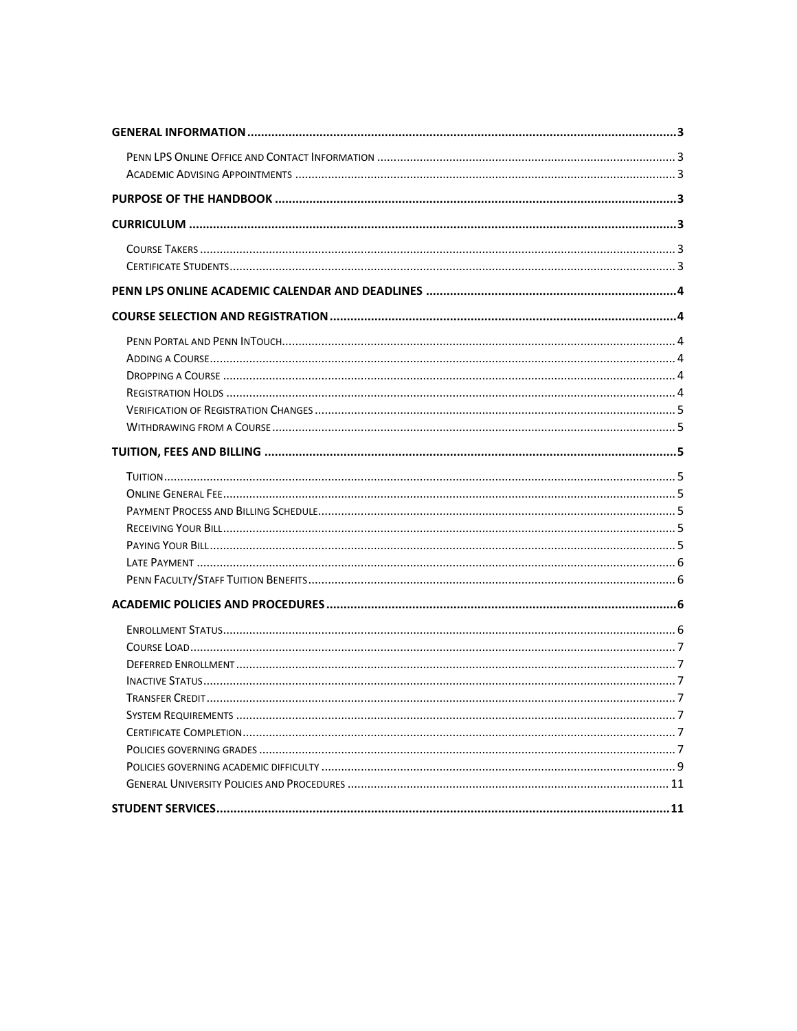**GENERAL INFORMATION** .......... 3

- Penn LPS Online Office and Contact Information .......... 3
- Academic Advising Appointments .......... 3

**PURPOSE OF THE HANDBOOK** .......... 3

**CURRICULUM** .......... 3

- Course Takers .......... 3
- Certificate Students .......... 3

**PENN LPS ONLINE ACADEMIC CALENDAR AND DEADLINES** .......... 4

**COURSE SELECTION AND REGISTRATION** .......... 4

- Penn Portal and Penn InTouch .......... 4
- Adding a Course .......... 4
- Dropping a Course .......... 4
- Registration Holds .......... 4
- Verification of Registration Changes .......... 5
- Withdrawing from a Course .......... 5

**TUITION, FEES AND BILLING** .......... 5

- Tuition .......... 5
- Online General Fee .......... 5
- Payment Process and Billing Schedule .......... 5
- Receiving Your Bill .......... 5
- Paying Your Bill .......... 5
- Late Payment .......... 6
- Penn Faculty/Staff Tuition Benefits .......... 6

**ACADEMIC POLICIES AND PROCEDURES** .......... 6

- Enrollment Status .......... 6
- Course Load .......... 7
- Deferred Enrollment .......... 7
- Inactive Status .......... 7
- Transfer Credit .......... 7
- System Requirements .......... 7
- Certificate Completion .......... 7
- Policies governing grades .......... 7
- Policies governing academic difficulty .......... 9
- General University Policies and Procedures .......... 11

**STUDENT SERVICES** .......... 11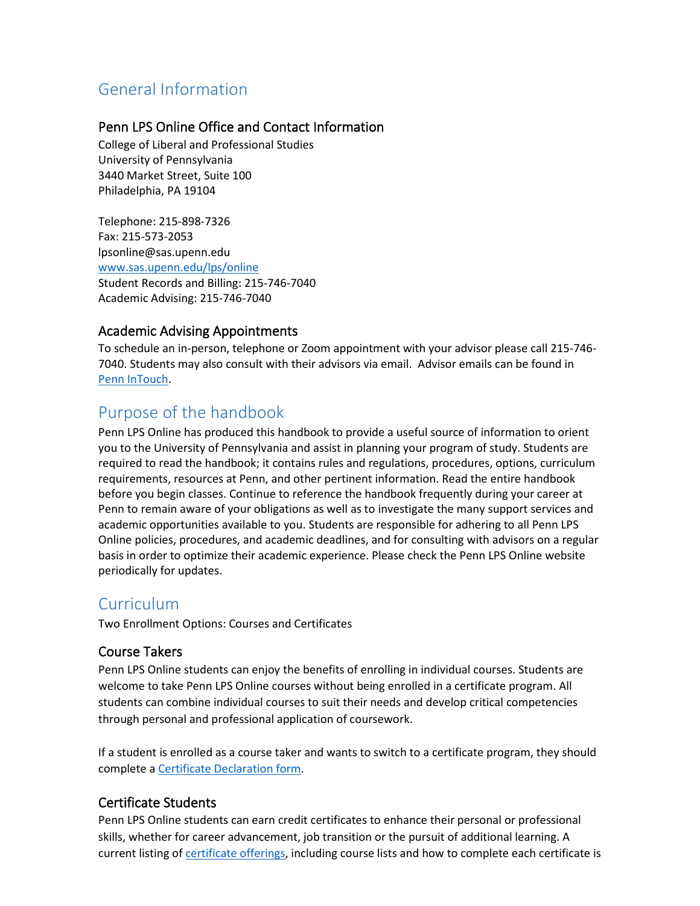# General Information

## Penn LPS Online Office and Contact Information

College of Liberal and Professional Studies
University of Pennsylvania
3440 Market Street, Suite 100
Philadelphia, PA 19104

Telephone: 215-898-7326
Fax: 215-573-2053
lpsonline@sas.upenn.edu
[www.sas.upenn.edu/lps/online](www.sas.upenn.edu/lps/online)
Student Records and Billing: 215-746-7040
Academic Advising: 215-746-7040

## Academic Advising Appointments

To schedule an in-person, telephone or Zoom appointment with your advisor please call 215-746-7040. Students may also consult with their advisors via email. Advisor emails can be found in [Penn InTouch](Penn InTouch).

# Purpose of the handbook

Penn LPS Online has produced this handbook to provide a useful source of information to orient you to the University of Pennsylvania and assist in planning your program of study. Students are required to read the handbook; it contains rules and regulations, procedures, options, curriculum requirements, resources at Penn, and other pertinent information. Read the entire handbook before you begin classes. Continue to reference the handbook frequently during your career at Penn to remain aware of your obligations as well as to investigate the many support services and academic opportunities available to you. Students are responsible for adhering to all Penn LPS Online policies, procedures, and academic deadlines, and for consulting with advisors on a regular basis in order to optimize their academic experience. Please check the Penn LPS Online website periodically for updates.

# Curriculum

Two Enrollment Options: Courses and Certificates

## Course Takers

Penn LPS Online students can enjoy the benefits of enrolling in individual courses. Students are welcome to take Penn LPS Online courses without being enrolled in a certificate program. All students can combine individual courses to suit their needs and develop critical competencies through personal and professional application of coursework.

If a student is enrolled as a course taker and wants to switch to a certificate program, they should complete a [Certificate Declaration form](Certificate Declaration form).

## Certificate Students

Penn LPS Online students can earn credit certificates to enhance their personal or professional skills, whether for career advancement, job transition or the pursuit of additional learning. A current listing of [certificate offerings](certificate offerings), including course lists and how to complete each certificate is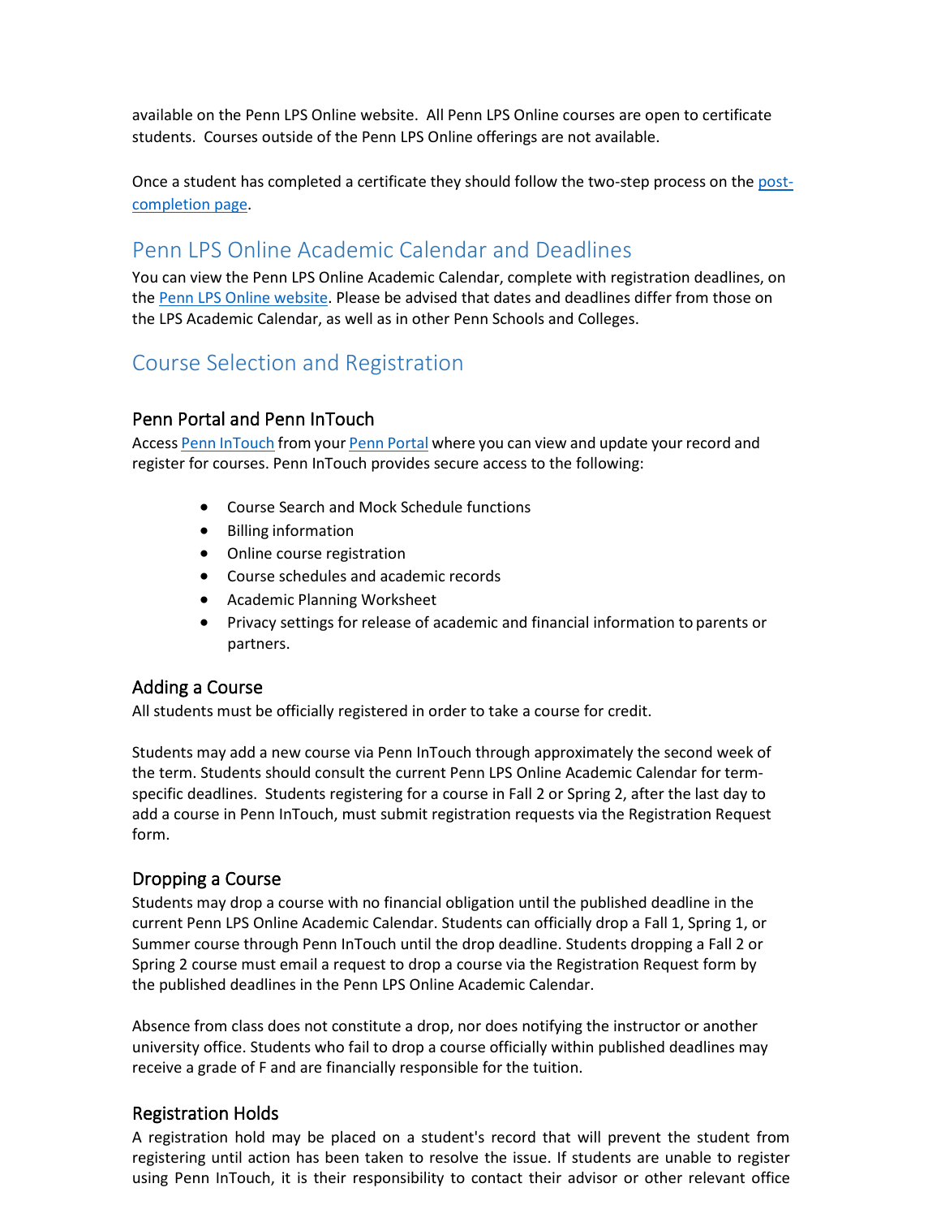available on the Penn LPS Online website. All Penn LPS Online courses are open to certificate students. Courses outside of the Penn LPS Online offerings are not available.

Once a student has completed a certificate they should follow the two-step process on the post-completion page.

## Penn LPS Online Academic Calendar and Deadlines

You can view the Penn LPS Online Academic Calendar, complete with registration deadlines, on the Penn LPS Online website. Please be advised that dates and deadlines differ from those on the LPS Academic Calendar, as well as in other Penn Schools and Colleges.

## Course Selection and Registration

### Penn Portal and Penn InTouch

Access Penn InTouch from your Penn Portal where you can view and update your record and register for courses. Penn InTouch provides secure access to the following:

- Course Search and Mock Schedule functions
- Billing information
- Online course registration
- Course schedules and academic records
- Academic Planning Worksheet
- Privacy settings for release of academic and financial information to parents or partners.

### Adding a Course

All students must be officially registered in order to take a course for credit.

Students may add a new course via Penn InTouch through approximately the second week of the term. Students should consult the current Penn LPS Online Academic Calendar for term-specific deadlines. Students registering for a course in Fall 2 or Spring 2, after the last day to add a course in Penn InTouch, must submit registration requests via the Registration Request form.

### Dropping a Course

Students may drop a course with no financial obligation until the published deadline in the current Penn LPS Online Academic Calendar. Students can officially drop a Fall 1, Spring 1, or Summer course through Penn InTouch until the drop deadline. Students dropping a Fall 2 or Spring 2 course must email a request to drop a course via the Registration Request form by the published deadlines in the Penn LPS Online Academic Calendar.

Absence from class does not constitute a drop, nor does notifying the instructor or another university office. Students who fail to drop a course officially within published deadlines may receive a grade of F and are financially responsible for the tuition.

### Registration Holds

A registration hold may be placed on a student's record that will prevent the student from registering until action has been taken to resolve the issue. If students are unable to register using Penn InTouch, it is their responsibility to contact their advisor or other relevant office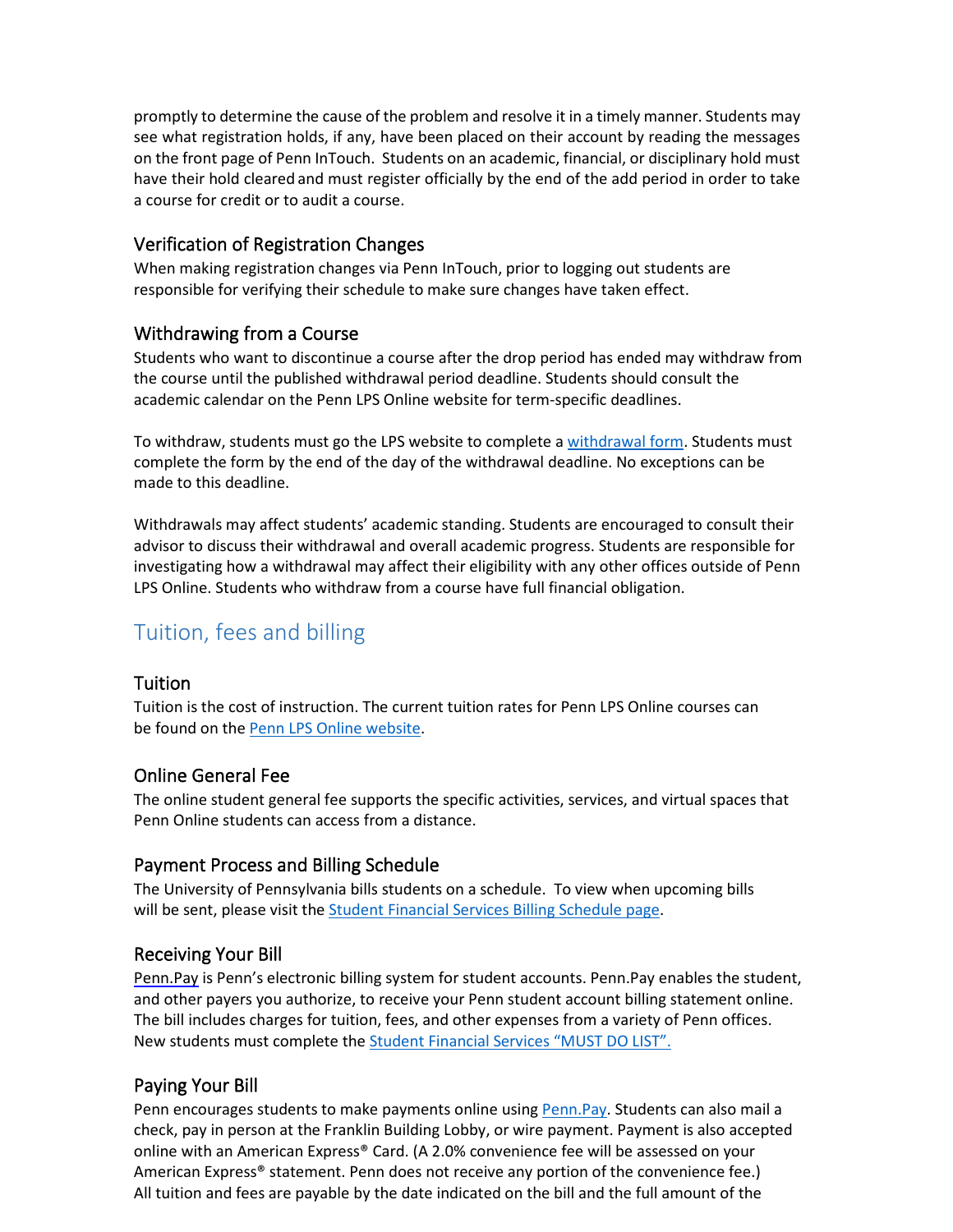promptly to determine the cause of the problem and resolve it in a timely manner. Students may see what registration holds, if any, have been placed on their account by reading the messages on the front page of Penn InTouch. Students on an academic, financial, or disciplinary hold must have their hold cleared and must register officially by the end of the add period in order to take a course for credit or to audit a course.

### Verification of Registration Changes

When making registration changes via Penn InTouch, prior to logging out students are responsible for verifying their schedule to make sure changes have taken effect.

### Withdrawing from a Course

Students who want to discontinue a course after the drop period has ended may withdraw from the course until the published withdrawal period deadline. Students should consult the academic calendar on the Penn LPS Online website for term-specific deadlines.

To withdraw, students must go the LPS website to complete a withdrawal form. Students must complete the form by the end of the day of the withdrawal deadline. No exceptions can be made to this deadline.

Withdrawals may affect students' academic standing. Students are encouraged to consult their advisor to discuss their withdrawal and overall academic progress. Students are responsible for investigating how a withdrawal may affect their eligibility with any other offices outside of Penn LPS Online. Students who withdraw from a course have full financial obligation.

## Tuition, fees and billing

### Tuition

Tuition is the cost of instruction. The current tuition rates for Penn LPS Online courses can be found on the Penn LPS Online website.

### Online General Fee

The online student general fee supports the specific activities, services, and virtual spaces that Penn Online students can access from a distance.

### Payment Process and Billing Schedule

The University of Pennsylvania bills students on a schedule. To view when upcoming bills will be sent, please visit the Student Financial Services Billing Schedule page.

### Receiving Your Bill

Penn.Pay is Penn's electronic billing system for student accounts. Penn.Pay enables the student, and other payers you authorize, to receive your Penn student account billing statement online. The bill includes charges for tuition, fees, and other expenses from a variety of Penn offices. New students must complete the Student Financial Services "MUST DO LIST".

### Paying Your Bill

Penn encourages students to make payments online using Penn.Pay. Students can also mail a check, pay in person at the Franklin Building Lobby, or wire payment. Payment is also accepted online with an American Express® Card. (A 2.0% convenience fee will be assessed on your American Express® statement. Penn does not receive any portion of the convenience fee.) All tuition and fees are payable by the date indicated on the bill and the full amount of the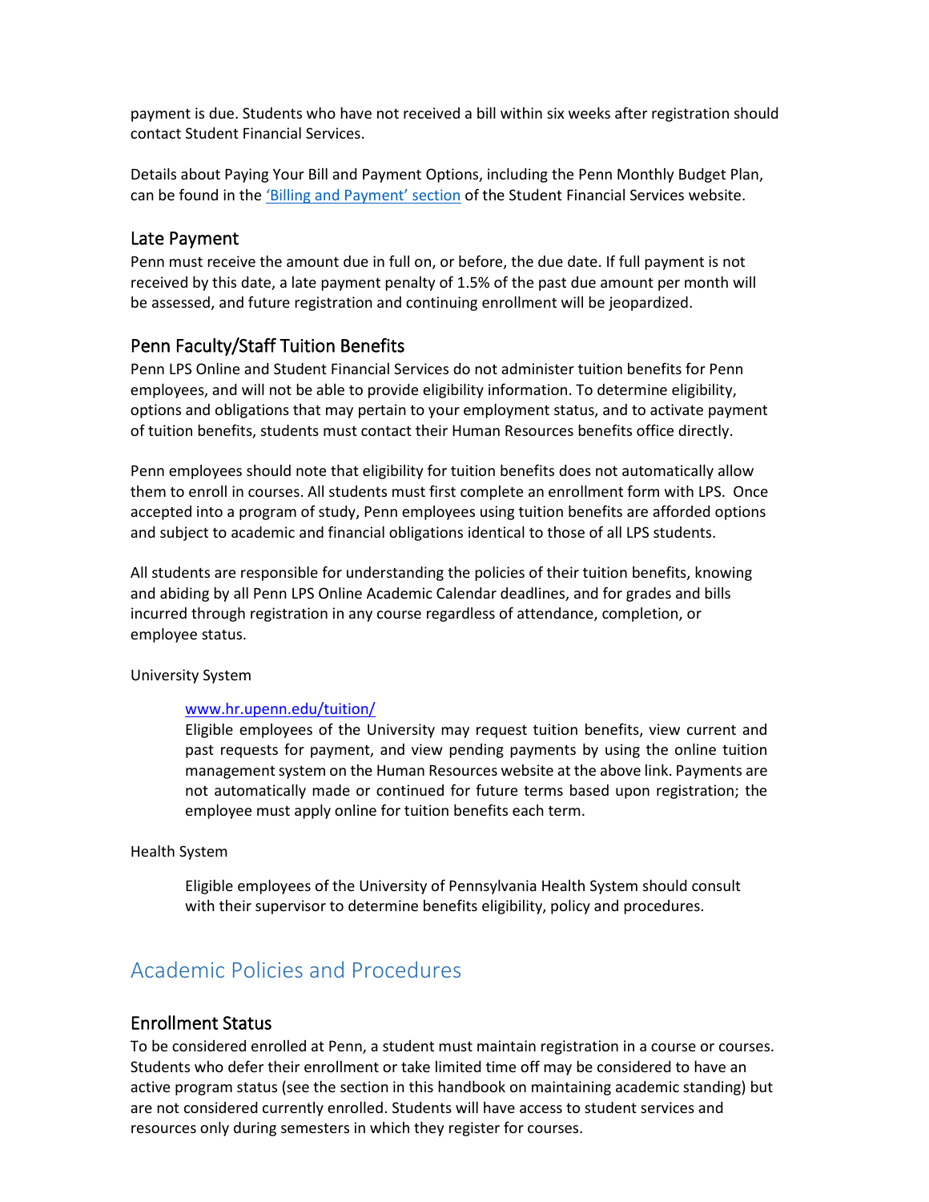payment is due. Students who have not received a bill within six weeks after registration should contact Student Financial Services.

Details about Paying Your Bill and Payment Options, including the Penn Monthly Budget Plan, can be found in the ['Billing and Payment' section](#) of the Student Financial Services website.

### Late Payment

Penn must receive the amount due in full on, or before, the due date. If full payment is not received by this date, a late payment penalty of 1.5% of the past due amount per month will be assessed, and future registration and continuing enrollment will be jeopardized.

### Penn Faculty/Staff Tuition Benefits

Penn LPS Online and Student Financial Services do not administer tuition benefits for Penn employees, and will not be able to provide eligibility information. To determine eligibility, options and obligations that may pertain to your employment status, and to activate payment of tuition benefits, students must contact their Human Resources benefits office directly.

Penn employees should note that eligibility for tuition benefits does not automatically allow them to enroll in courses. All students must first complete an enrollment form with LPS. Once accepted into a program of study, Penn employees using tuition benefits are afforded options and subject to academic and financial obligations identical to those of all LPS students.

All students are responsible for understanding the policies of their tuition benefits, knowing and abiding by all Penn LPS Online Academic Calendar deadlines, and for grades and bills incurred through registration in any course regardless of attendance, completion, or employee status.

University System

> [www.hr.upenn.edu/tuition/](www.hr.upenn.edu/tuition/)
> Eligible employees of the University may request tuition benefits, view current and past requests for payment, and view pending payments by using the online tuition management system on the Human Resources website at the above link. Payments are not automatically made or continued for future terms based upon registration; the employee must apply online for tuition benefits each term.

Health System

> Eligible employees of the University of Pennsylvania Health System should consult with their supervisor to determine benefits eligibility, policy and procedures.

## Academic Policies and Procedures

### Enrollment Status

To be considered enrolled at Penn, a student must maintain registration in a course or courses. Students who defer their enrollment or take limited time off may be considered to have an active program status (see the section in this handbook on maintaining academic standing) but are not considered currently enrolled. Students will have access to student services and resources only during semesters in which they register for courses.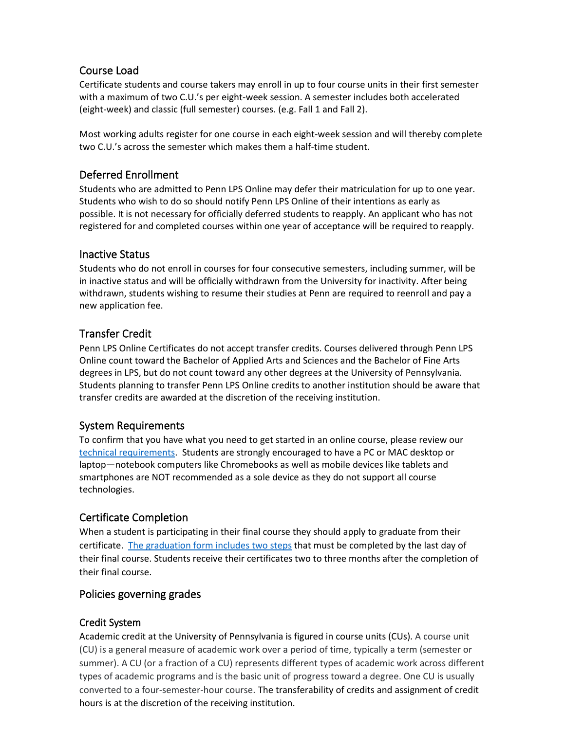## Course Load

Certificate students and course takers may enroll in up to four course units in their first semester with a maximum of two C.U.'s per eight-week session. A semester includes both accelerated (eight-week) and classic (full semester) courses. (e.g. Fall 1 and Fall 2).

Most working adults register for one course in each eight-week session and will thereby complete two C.U.'s across the semester which makes them a half-time student.

## Deferred Enrollment

Students who are admitted to Penn LPS Online may defer their matriculation for up to one year. Students who wish to do so should notify Penn LPS Online of their intentions as early as possible. It is not necessary for officially deferred students to reapply. An applicant who has not registered for and completed courses within one year of acceptance will be required to reapply.

## Inactive Status

Students who do not enroll in courses for four consecutive semesters, including summer, will be in inactive status and will be officially withdrawn from the University for inactivity. After being withdrawn, students wishing to resume their studies at Penn are required to reenroll and pay a new application fee.

## Transfer Credit

Penn LPS Online Certificates do not accept transfer credits. Courses delivered through Penn LPS Online count toward the Bachelor of Applied Arts and Sciences and the Bachelor of Fine Arts degrees in LPS, but do not count toward any other degrees at the University of Pennsylvania. Students planning to transfer Penn LPS Online credits to another institution should be aware that transfer credits are awarded at the discretion of the receiving institution.

## System Requirements

To confirm that you have what you need to get started in an online course, please review our technical requirements. Students are strongly encouraged to have a PC or MAC desktop or laptop—notebook computers like Chromebooks as well as mobile devices like tablets and smartphones are NOT recommended as a sole device as they do not support all course technologies.

## Certificate Completion

When a student is participating in their final course they should apply to graduate from their certificate. The graduation form includes two steps that must be completed by the last day of their final course. Students receive their certificates two to three months after the completion of their final course.

## Policies governing grades

### Credit System

Academic credit at the University of Pennsylvania is figured in course units (CUs). A course unit (CU) is a general measure of academic work over a period of time, typically a term (semester or summer). A CU (or a fraction of a CU) represents different types of academic work across different types of academic programs and is the basic unit of progress toward a degree. One CU is usually converted to a four-semester-hour course. The transferability of credits and assignment of credit hours is at the discretion of the receiving institution.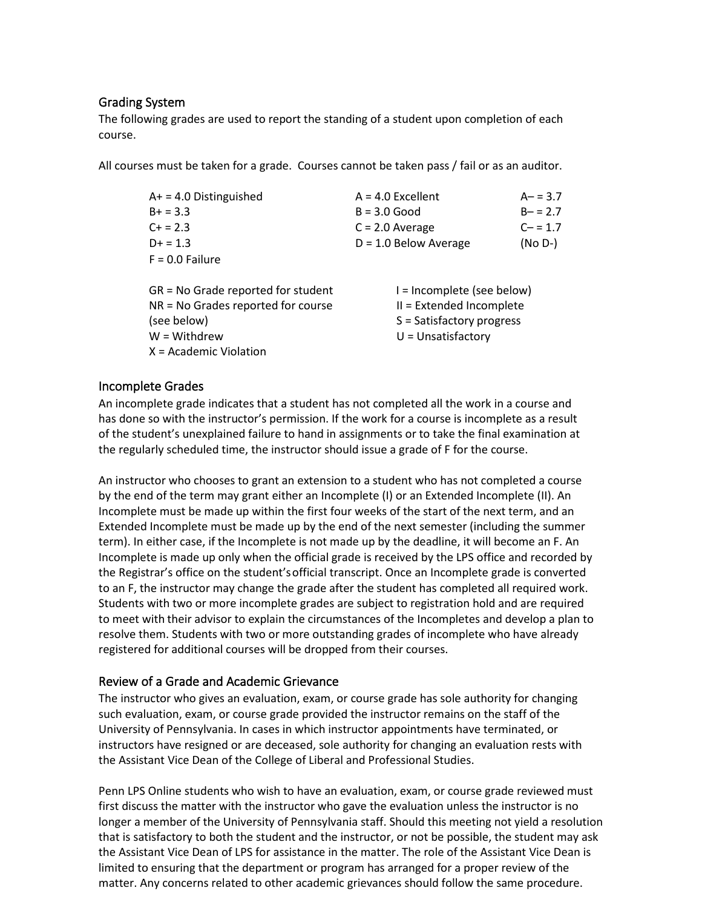## Grading System

The following grades are used to report the standing of a student upon completion of each course.

All courses must be taken for a grade. Courses cannot be taken pass / fail or as an auditor.

| | | |
|---|---|---|
| A+ = 4.0 Distinguished | A = 4.0 Excellent | A– = 3.7 |
| B+ = 3.3 | B = 3.0 Good | B– = 2.7 |
| C+ = 2.3 | C = 2.0 Average | C– = 1.7 |
| D+ = 1.3 | D = 1.0 Below Average | (No D-) |
| F = 0.0 Failure | | |

| | |
|---|---|
| GR = No Grade reported for student | I = Incomplete (see below) |
| NR = No Grades reported for course (see below) | II = Extended Incomplete |
| W = Withdrew | S = Satisfactory progress |
| X = Academic Violation | U = Unsatisfactory |

## Incomplete Grades

An incomplete grade indicates that a student has not completed all the work in a course and has done so with the instructor's permission. If the work for a course is incomplete as a result of the student's unexplained failure to hand in assignments or to take the final examination at the regularly scheduled time, the instructor should issue a grade of F for the course.

An instructor who chooses to grant an extension to a student who has not completed a course by the end of the term may grant either an Incomplete (I) or an Extended Incomplete (II). An Incomplete must be made up within the first four weeks of the start of the next term, and an Extended Incomplete must be made up by the end of the next semester (including the summer term). In either case, if the Incomplete is not made up by the deadline, it will become an F. An Incomplete is made up only when the official grade is received by the LPS office and recorded by the Registrar's office on the student's official transcript. Once an Incomplete grade is converted to an F, the instructor may change the grade after the student has completed all required work. Students with two or more incomplete grades are subject to registration hold and are required to meet with their advisor to explain the circumstances of the Incompletes and develop a plan to resolve them. Students with two or more outstanding grades of incomplete who have already registered for additional courses will be dropped from their courses.

## Review of a Grade and Academic Grievance

The instructor who gives an evaluation, exam, or course grade has sole authority for changing such evaluation, exam, or course grade provided the instructor remains on the staff of the University of Pennsylvania. In cases in which instructor appointments have terminated, or instructors have resigned or are deceased, sole authority for changing an evaluation rests with the Assistant Vice Dean of the College of Liberal and Professional Studies.

Penn LPS Online students who wish to have an evaluation, exam, or course grade reviewed must first discuss the matter with the instructor who gave the evaluation unless the instructor is no longer a member of the University of Pennsylvania staff. Should this meeting not yield a resolution that is satisfactory to both the student and the instructor, or not be possible, the student may ask the Assistant Vice Dean of LPS for assistance in the matter. The role of the Assistant Vice Dean is limited to ensuring that the department or program has arranged for a proper review of the matter. Any concerns related to other academic grievances should follow the same procedure.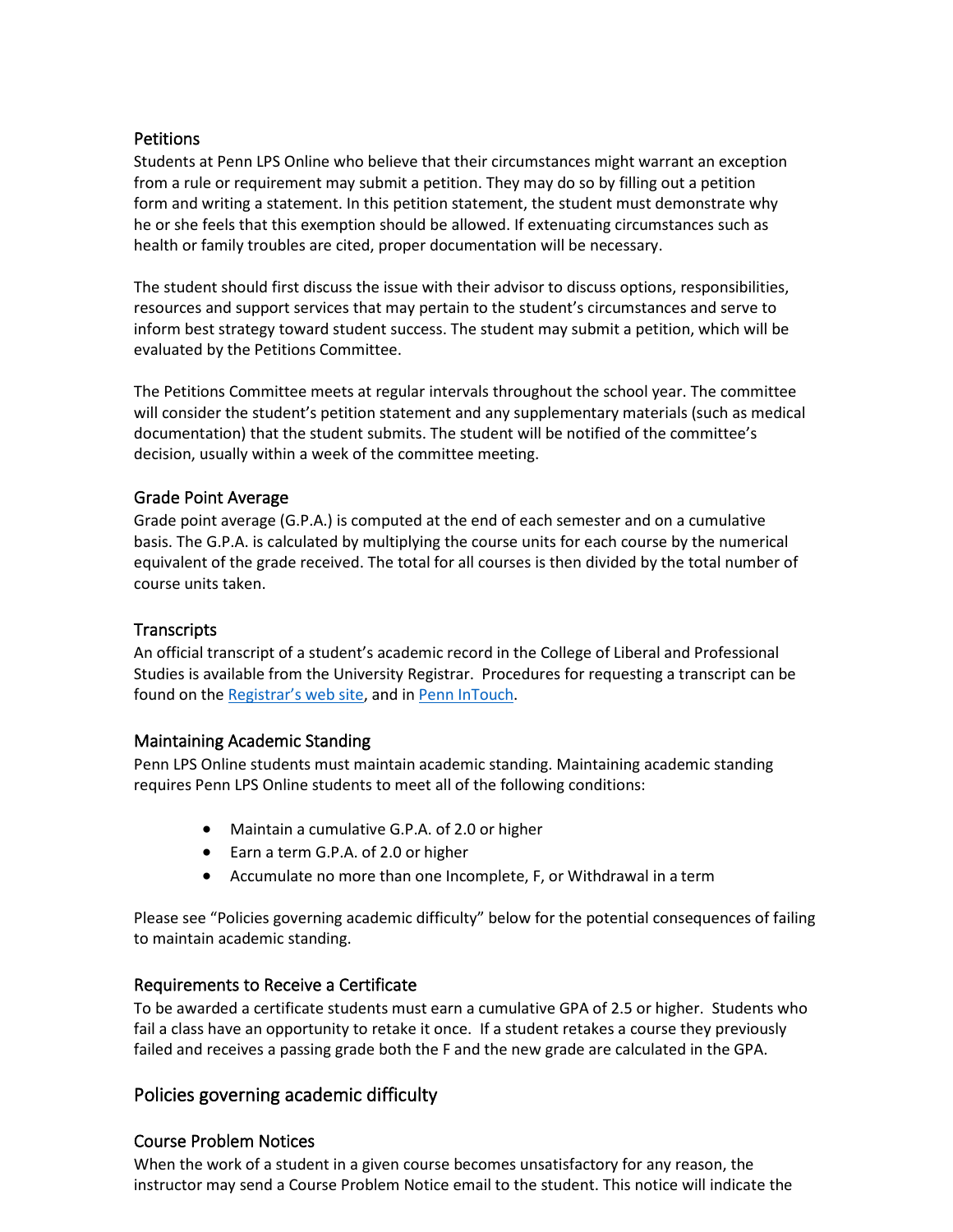### Petitions

Students at Penn LPS Online who believe that their circumstances might warrant an exception from a rule or requirement may submit a petition. They may do so by filling out a petition form and writing a statement. In this petition statement, the student must demonstrate why he or she feels that this exemption should be allowed. If extenuating circumstances such as health or family troubles are cited, proper documentation will be necessary.

The student should first discuss the issue with their advisor to discuss options, responsibilities, resources and support services that may pertain to the student's circumstances and serve to inform best strategy toward student success. The student may submit a petition, which will be evaluated by the Petitions Committee.

The Petitions Committee meets at regular intervals throughout the school year. The committee will consider the student's petition statement and any supplementary materials (such as medical documentation) that the student submits. The student will be notified of the committee's decision, usually within a week of the committee meeting.

### Grade Point Average

Grade point average (G.P.A.) is computed at the end of each semester and on a cumulative basis. The G.P.A. is calculated by multiplying the course units for each course by the numerical equivalent of the grade received. The total for all courses is then divided by the total number of course units taken.

### Transcripts

An official transcript of a student's academic record in the College of Liberal and Professional Studies is available from the University Registrar. Procedures for requesting a transcript can be found on the Registrar's web site, and in Penn InTouch.

### Maintaining Academic Standing

Penn LPS Online students must maintain academic standing. Maintaining academic standing requires Penn LPS Online students to meet all of the following conditions:

- Maintain a cumulative G.P.A. of 2.0 or higher
- Earn a term G.P.A. of 2.0 or higher
- Accumulate no more than one Incomplete, F, or Withdrawal in a term

Please see "Policies governing academic difficulty" below for the potential consequences of failing to maintain academic standing.

### Requirements to Receive a Certificate

To be awarded a certificate students must earn a cumulative GPA of 2.5 or higher. Students who fail a class have an opportunity to retake it once. If a student retakes a course they previously failed and receives a passing grade both the F and the new grade are calculated in the GPA.

## Policies governing academic difficulty

### Course Problem Notices

When the work of a student in a given course becomes unsatisfactory for any reason, the instructor may send a Course Problem Notice email to the student. This notice will indicate the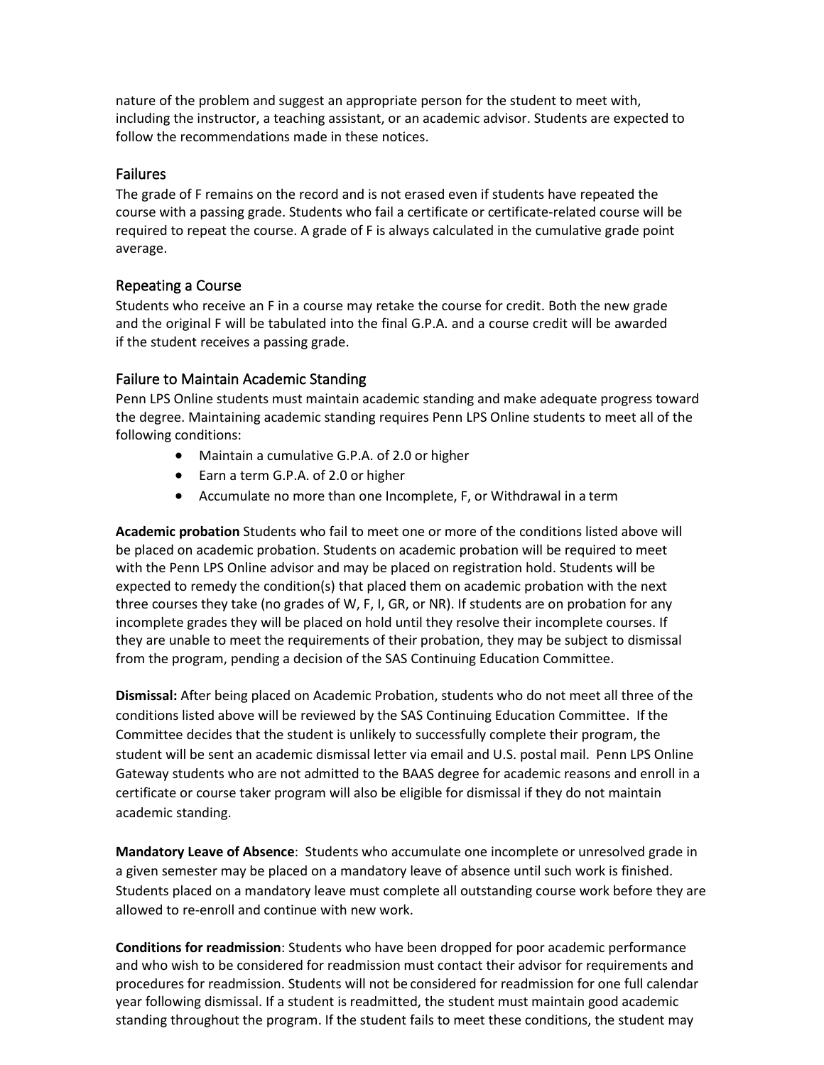nature of the problem and suggest an appropriate person for the student to meet with, including the instructor, a teaching assistant, or an academic advisor. Students are expected to follow the recommendations made in these notices.

### Failures

The grade of F remains on the record and is not erased even if students have repeated the course with a passing grade. Students who fail a certificate or certificate-related course will be required to repeat the course. A grade of F is always calculated in the cumulative grade point average.

### Repeating a Course

Students who receive an F in a course may retake the course for credit. Both the new grade and the original F will be tabulated into the final G.P.A. and a course credit will be awarded if the student receives a passing grade.

### Failure to Maintain Academic Standing

Penn LPS Online students must maintain academic standing and make adequate progress toward the degree. Maintaining academic standing requires Penn LPS Online students to meet all of the following conditions:

- Maintain a cumulative G.P.A. of 2.0 or higher
- Earn a term G.P.A. of 2.0 or higher
- Accumulate no more than one Incomplete, F, or Withdrawal in a term

**Academic probation** Students who fail to meet one or more of the conditions listed above will be placed on academic probation. Students on academic probation will be required to meet with the Penn LPS Online advisor and may be placed on registration hold. Students will be expected to remedy the condition(s) that placed them on academic probation with the next three courses they take (no grades of W, F, I, GR, or NR). If students are on probation for any incomplete grades they will be placed on hold until they resolve their incomplete courses. If they are unable to meet the requirements of their probation, they may be subject to dismissal from the program, pending a decision of the SAS Continuing Education Committee.

**Dismissal:** After being placed on Academic Probation, students who do not meet all three of the conditions listed above will be reviewed by the SAS Continuing Education Committee. If the Committee decides that the student is unlikely to successfully complete their program, the student will be sent an academic dismissal letter via email and U.S. postal mail. Penn LPS Online Gateway students who are not admitted to the BAAS degree for academic reasons and enroll in a certificate or course taker program will also be eligible for dismissal if they do not maintain academic standing.

**Mandatory Leave of Absence**: Students who accumulate one incomplete or unresolved grade in a given semester may be placed on a mandatory leave of absence until such work is finished. Students placed on a mandatory leave must complete all outstanding course work before they are allowed to re-enroll and continue with new work.

**Conditions for readmission**: Students who have been dropped for poor academic performance and who wish to be considered for readmission must contact their advisor for requirements and procedures for readmission. Students will not be considered for readmission for one full calendar year following dismissal. If a student is readmitted, the student must maintain good academic standing throughout the program. If the student fails to meet these conditions, the student may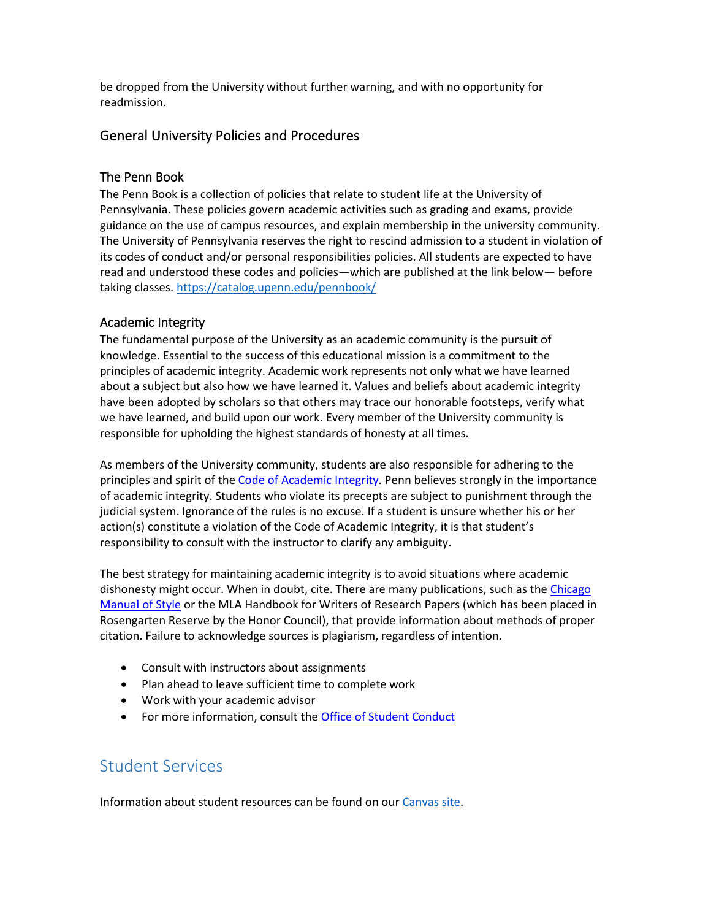be dropped from the University without further warning, and with no opportunity for readmission.

## General University Policies and Procedures

### The Penn Book

The Penn Book is a collection of policies that relate to student life at the University of Pennsylvania. These policies govern academic activities such as grading and exams, provide guidance on the use of campus resources, and explain membership in the university community. The University of Pennsylvania reserves the right to rescind admission to a student in violation of its codes of conduct and/or personal responsibilities policies. All students are expected to have read and understood these codes and policies—which are published at the link below— before taking classes. https://catalog.upenn.edu/pennbook/

### Academic Integrity

The fundamental purpose of the University as an academic community is the pursuit of knowledge. Essential to the success of this educational mission is a commitment to the principles of academic integrity. Academic work represents not only what we have learned about a subject but also how we have learned it. Values and beliefs about academic integrity have been adopted by scholars so that others may trace our honorable footsteps, verify what we have learned, and build upon our work. Every member of the University community is responsible for upholding the highest standards of honesty at all times.

As members of the University community, students are also responsible for adhering to the principles and spirit of the Code of Academic Integrity. Penn believes strongly in the importance of academic integrity. Students who violate its precepts are subject to punishment through the judicial system. Ignorance of the rules is no excuse. If a student is unsure whether his or her action(s) constitute a violation of the Code of Academic Integrity, it is that student's responsibility to consult with the instructor to clarify any ambiguity.

The best strategy for maintaining academic integrity is to avoid situations where academic dishonesty might occur. When in doubt, cite. There are many publications, such as the Chicago Manual of Style or the MLA Handbook for Writers of Research Papers (which has been placed in Rosengarten Reserve by the Honor Council), that provide information about methods of proper citation. Failure to acknowledge sources is plagiarism, regardless of intention.

- Consult with instructors about assignments
- Plan ahead to leave sufficient time to complete work
- Work with your academic advisor
- For more information, consult the Office of Student Conduct

## Student Services

Information about student resources can be found on our Canvas site.